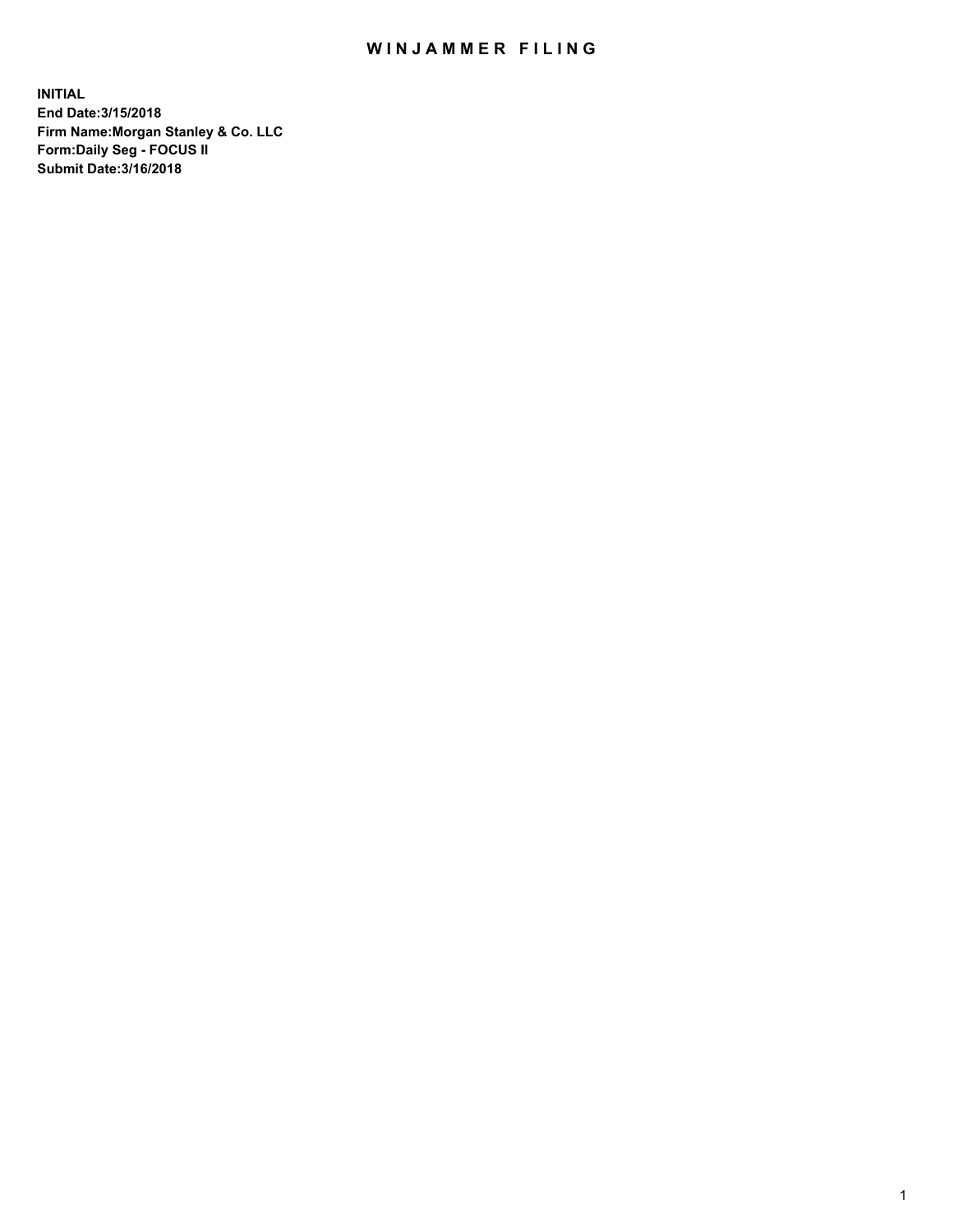# WINJAMMER FILING

**INITIAL**
**End Date:3/15/2018**
**Firm Name:Morgan Stanley & Co. LLC**
**Form:Daily Seg - FOCUS II**
**Submit Date:3/16/2018**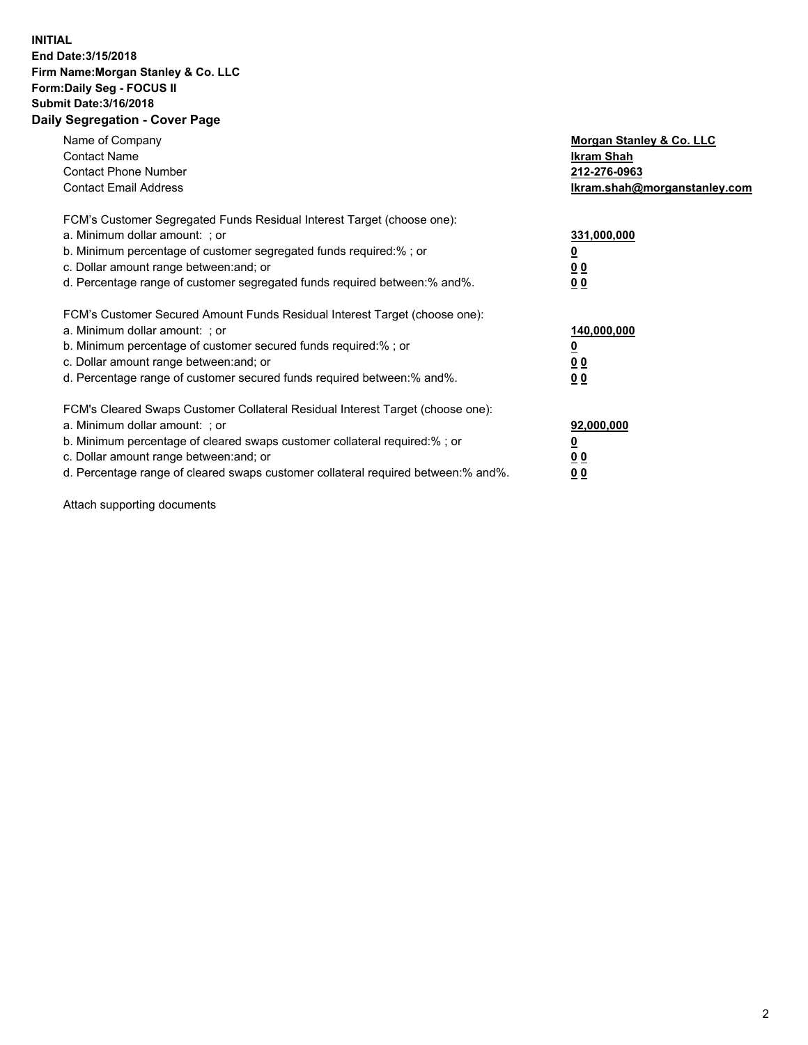**INITIAL**
**End Date:3/15/2018**
**Firm Name:Morgan Stanley & Co. LLC**
**Form:Daily Seg - FOCUS II**
**Submit Date:3/16/2018**
**Daily Segregation - Cover Page**

| | |
|---|---|
| Name of Company | **Morgan Stanley & Co. LLC** |
| Contact Name | **Ikram Shah** |
| Contact Phone Number | **212-276-0963** |
| Contact Email Address | **Ikram.shah@morganstanley.com** |

FCM's Customer Segregated Funds Residual Interest Target (choose one):

| | |
|---|---|
| a. Minimum dollar amount: ; or | **331,000,000** |
| b. Minimum percentage of customer segregated funds required:% ; or | **0** |
| c. Dollar amount range between:and; or | **0 0** |
| d. Percentage range of customer segregated funds required between:% and%. | **0 0** |

FCM's Customer Secured Amount Funds Residual Interest Target (choose one):

| | |
|---|---|
| a. Minimum dollar amount: ; or | **140,000,000** |
| b. Minimum percentage of customer secured funds required:% ; or | **0** |
| c. Dollar amount range between:and; or | **0 0** |
| d. Percentage range of customer secured funds required between:% and%. | **0 0** |

FCM's Cleared Swaps Customer Collateral Residual Interest Target (choose one):

| | |
|---|---|
| a. Minimum dollar amount: ; or | **92,000,000** |
| b. Minimum percentage of cleared swaps customer collateral required:% ; or | **0** |
| c. Dollar amount range between:and; or | **0 0** |
| d. Percentage range of cleared swaps customer collateral required between:% and%. | **0 0** |

Attach supporting documents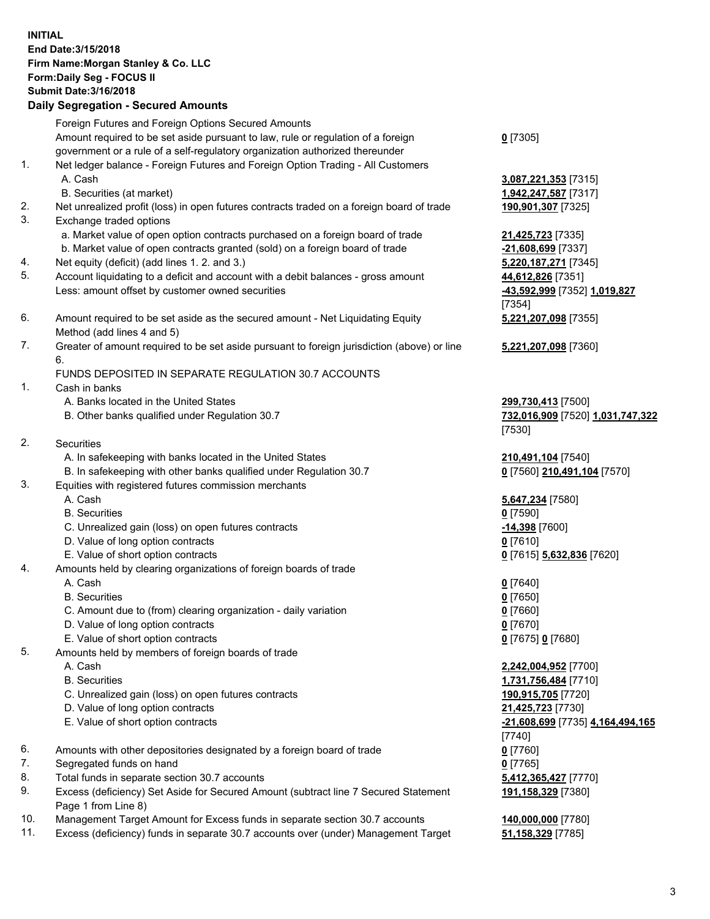**INITIAL**
**End Date:3/15/2018**
**Firm Name:Morgan Stanley & Co. LLC**
**Form:Daily Seg - FOCUS II**
**Submit Date:3/16/2018**
**Daily Segregation - Secured Amounts**

| | | |
|---|---|---|
| | Foreign Futures and Foreign Options Secured Amounts | |
| | Amount required to be set aside pursuant to law, rule or regulation of a foreign government or a rule of a self-regulatory organization authorized thereunder | **0** [7305] |
| 1. | Net ledger balance - Foreign Futures and Foreign Option Trading - All Customers | |
| | A. Cash | **3,087,221,353** [7315] |
| | B. Securities (at market) | **1,942,247,587** [7317] |
| 2. | Net unrealized profit (loss) in open futures contracts traded on a foreign board of trade | **190,901,307** [7325] |
| 3. | Exchange traded options | |
| | a. Market value of open option contracts purchased on a foreign board of trade | **21,425,723** [7335] |
| | b. Market value of open contracts granted (sold) on a foreign board of trade | **-21,608,699** [7337] |
| 4. | Net equity (deficit) (add lines 1. 2. and 3.) | **5,220,187,271** [7345] |
| 5. | Account liquidating to a deficit and account with a debit balances - gross amount | **44,612,826** [7351] |
| | Less: amount offset by customer owned securities | **-43,592,999** [7352] **1,019,827** [7354] |
| 6. | Amount required to be set aside as the secured amount - Net Liquidating Equity Method (add lines 4 and 5) | **5,221,207,098** [7355] |
| 7. | Greater of amount required to be set aside pursuant to foreign jurisdiction (above) or line 6. | **5,221,207,098** [7360] |
| | FUNDS DEPOSITED IN SEPARATE REGULATION 30.7 ACCOUNTS | |
| 1. | Cash in banks | |
| | A. Banks located in the United States | **299,730,413** [7500] |
| | B. Other banks qualified under Regulation 30.7 | **732,016,909** [7520] **1,031,747,322** [7530] |
| 2. | Securities | |
| | A. In safekeeping with banks located in the United States | **210,491,104** [7540] |
| | B. In safekeeping with other banks qualified under Regulation 30.7 | **0** [7560] **210,491,104** [7570] |
| 3. | Equities with registered futures commission merchants | |
| | A. Cash | **5,647,234** [7580] |
| | B. Securities | **0** [7590] |
| | C. Unrealized gain (loss) on open futures contracts | **-14,398** [7600] |
| | D. Value of long option contracts | **0** [7610] |
| | E. Value of short option contracts | **0** [7615] **5,632,836** [7620] |
| 4. | Amounts held by clearing organizations of foreign boards of trade | |
| | A. Cash | **0** [7640] |
| | B. Securities | **0** [7650] |
| | C. Amount due to (from) clearing organization - daily variation | **0** [7660] |
| | D. Value of long option contracts | **0** [7670] |
| | E. Value of short option contracts | **0** [7675] **0** [7680] |
| 5. | Amounts held by members of foreign boards of trade | |
| | A. Cash | **2,242,004,952** [7700] |
| | B. Securities | **1,731,756,484** [7710] |
| | C. Unrealized gain (loss) on open futures contracts | **190,915,705** [7720] |
| | D. Value of long option contracts | **21,425,723** [7730] |
| | E. Value of short option contracts | **-21,608,699** [7735] **4,164,494,165** [7740] |
| 6. | Amounts with other depositories designated by a foreign board of trade | **0** [7760] |
| 7. | Segregated funds on hand | **0** [7765] |
| 8. | Total funds in separate section 30.7 accounts | **5,412,365,427** [7770] |
| 9. | Excess (deficiency) Set Aside for Secured Amount (subtract line 7 Secured Statement Page 1 from Line 8) | **191,158,329** [7380] |
| 10. | Management Target Amount for Excess funds in separate section 30.7 accounts | **140,000,000** [7780] |
| 11. | Excess (deficiency) funds in separate 30.7 accounts over (under) Management Target | **51,158,329** [7785] |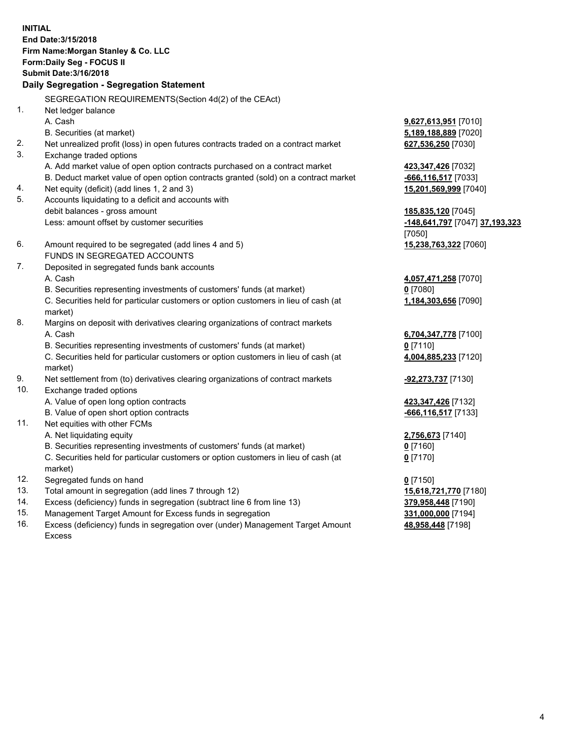**INITIAL**
**End Date:3/15/2018**
**Firm Name:Morgan Stanley & Co. LLC**
**Form:Daily Seg - FOCUS II**
**Submit Date:3/16/2018**

**Daily Segregation - Segregation Statement**

SEGREGATION REQUIREMENTS(Section 4d(2) of the CEAct)

| | | |
|---|---|---|
| 1. | Net ledger balance | |
| | A. Cash | **9,627,613,951** [7010] |
| | B. Securities (at market) | **5,189,188,889** [7020] |
| 2. | Net unrealized profit (loss) in open futures contracts traded on a contract market | **627,536,250** [7030] |
| 3. | Exchange traded options | |
| | A. Add market value of open option contracts purchased on a contract market | **423,347,426** [7032] |
| | B. Deduct market value of open option contracts granted (sold) on a contract market | **-666,116,517** [7033] |
| 4. | Net equity (deficit) (add lines 1, 2 and 3) | **15,201,569,999** [7040] |
| 5. | Accounts liquidating to a deficit and accounts with debit balances - gross amount | **185,835,120** [7045] |
| | Less: amount offset by customer securities | **-148,641,797** [7047] **37,193,323** [7050] |
| 6. | Amount required to be segregated (add lines 4 and 5) | **15,238,763,322** [7060] |
| | FUNDS IN SEGREGATED ACCOUNTS | |
| 7. | Deposited in segregated funds bank accounts | |
| | A. Cash | **4,057,471,258** [7070] |
| | B. Securities representing investments of customers' funds (at market) | **0** [7080] |
| | C. Securities held for particular customers or option customers in lieu of cash (at market) | **1,184,303,656** [7090] |
| 8. | Margins on deposit with derivatives clearing organizations of contract markets | |
| | A. Cash | **6,704,347,778** [7100] |
| | B. Securities representing investments of customers' funds (at market) | **0** [7110] |
| | C. Securities held for particular customers or option customers in lieu of cash (at market) | **4,004,885,233** [7120] |
| 9. | Net settlement from (to) derivatives clearing organizations of contract markets | **-92,273,737** [7130] |
| 10. | Exchange traded options | |
| | A. Value of open long option contracts | **423,347,426** [7132] |
| | B. Value of open short option contracts | **-666,116,517** [7133] |
| 11. | Net equities with other FCMs | |
| | A. Net liquidating equity | **2,756,673** [7140] |
| | B. Securities representing investments of customers' funds (at market) | **0** [7160] |
| | C. Securities held for particular customers or option customers in lieu of cash (at market) | **0** [7170] |
| 12. | Segregated funds on hand | **0** [7150] |
| 13. | Total amount in segregation (add lines 7 through 12) | **15,618,721,770** [7180] |
| 14. | Excess (deficiency) funds in segregation (subtract line 6 from line 13) | **379,958,448** [7190] |
| 15. | Management Target Amount for Excess funds in segregation | **331,000,000** [7194] |
| 16. | Excess (deficiency) funds in segregation over (under) Management Target Amount Excess | **48,958,448** [7198] |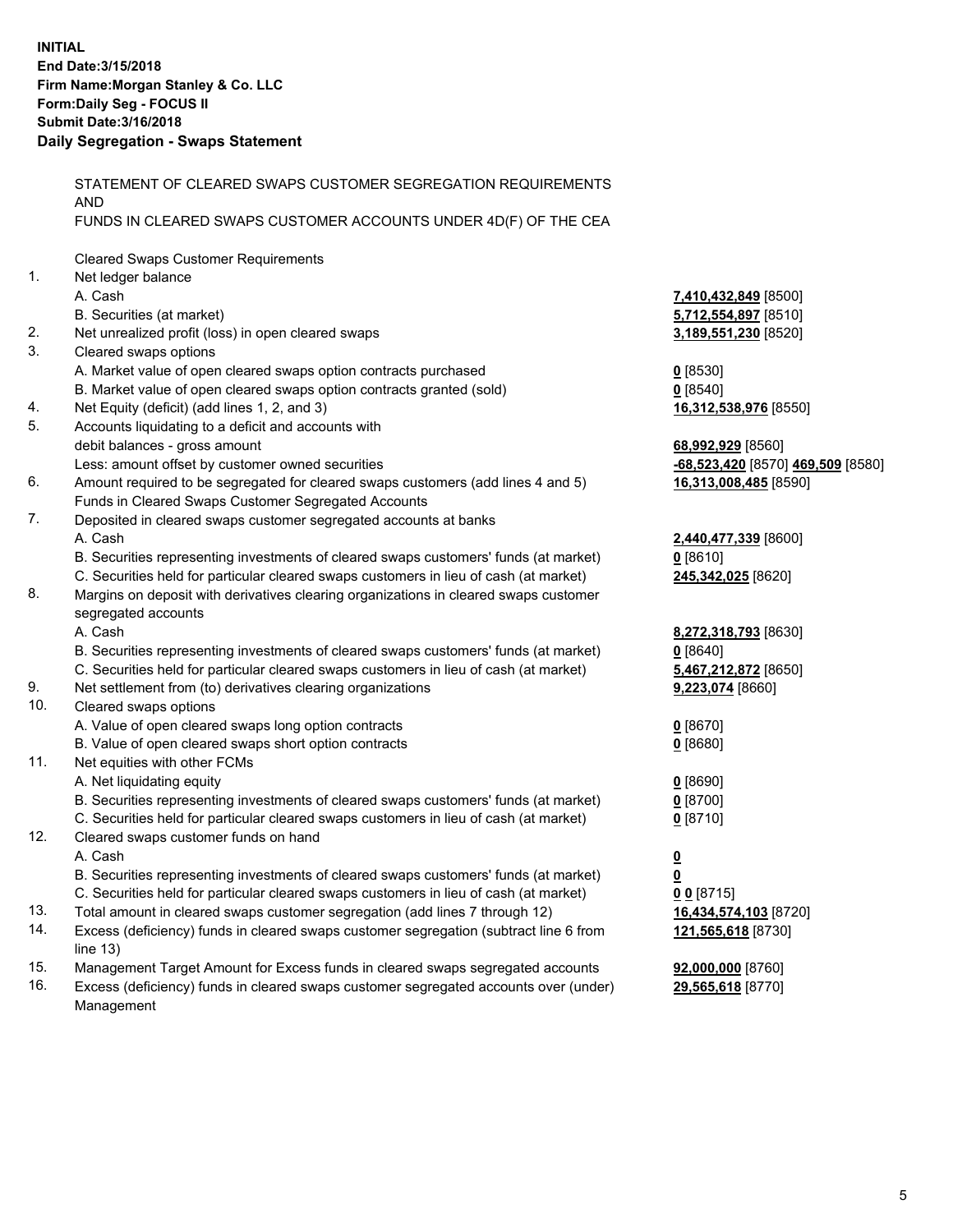**INITIAL**
**End Date:3/15/2018**
**Firm Name:Morgan Stanley & Co. LLC**
**Form:Daily Seg - FOCUS II**
**Submit Date:3/16/2018**
**Daily Segregation - Swaps Statement**

STATEMENT OF CLEARED SWAPS CUSTOMER SEGREGATION REQUIREMENTS AND
FUNDS IN CLEARED SWAPS CUSTOMER ACCOUNTS UNDER 4D(F) OF THE CEA

| | | |
|---|---|---|
| | Cleared Swaps Customer Requirements | |
| 1. | Net ledger balance | |
| | A. Cash | 7,410,432,849 [8500] |
| | B. Securities (at market) | 5,712,554,897 [8510] |
| 2. | Net unrealized profit (loss) in open cleared swaps | 3,189,551,230 [8520] |
| 3. | Cleared swaps options | |
| | A. Market value of open cleared swaps option contracts purchased | 0 [8530] |
| | B. Market value of open cleared swaps option contracts granted (sold) | 0 [8540] |
| 4. | Net Equity (deficit) (add lines 1, 2, and 3) | 16,312,538,976 [8550] |
| 5. | Accounts liquidating to a deficit and accounts with debit balances - gross amount | 68,992,929 [8560] |
| | Less: amount offset by customer owned securities | -68,523,420 [8570] 469,509 [8580] |
| 6. | Amount required to be segregated for cleared swaps customers (add lines 4 and 5) | 16,313,008,485 [8590] |
| | Funds in Cleared Swaps Customer Segregated Accounts | |
| 7. | Deposited in cleared swaps customer segregated accounts at banks | |
| | A. Cash | 2,440,477,339 [8600] |
| | B. Securities representing investments of cleared swaps customers' funds (at market) | 0 [8610] |
| | C. Securities held for particular cleared swaps customers in lieu of cash (at market) | 245,342,025 [8620] |
| 8. | Margins on deposit with derivatives clearing organizations in cleared swaps customer segregated accounts | |
| | A. Cash | 8,272,318,793 [8630] |
| | B. Securities representing investments of cleared swaps customers' funds (at market) | 0 [8640] |
| | C. Securities held for particular cleared swaps customers in lieu of cash (at market) | 5,467,212,872 [8650] |
| 9. | Net settlement from (to) derivatives clearing organizations | 9,223,074 [8660] |
| 10. | Cleared swaps options | |
| | A. Value of open cleared swaps long option contracts | 0 [8670] |
| | B. Value of open cleared swaps short option contracts | 0 [8680] |
| 11. | Net equities with other FCMs | |
| | A. Net liquidating equity | 0 [8690] |
| | B. Securities representing investments of cleared swaps customers' funds (at market) | 0 [8700] |
| | C. Securities held for particular cleared swaps customers in lieu of cash (at market) | 0 [8710] |
| 12. | Cleared swaps customer funds on hand | |
| | A. Cash | 0 |
| | B. Securities representing investments of cleared swaps customers' funds (at market) | 0 |
| | C. Securities held for particular cleared swaps customers in lieu of cash (at market) | 0 0 [8715] |
| 13. | Total amount in cleared swaps customer segregation (add lines 7 through 12) | 16,434,574,103 [8720] |
| 14. | Excess (deficiency) funds in cleared swaps customer segregation (subtract line 6 from line 13) | 121,565,618 [8730] |
| 15. | Management Target Amount for Excess funds in cleared swaps segregated accounts | 92,000,000 [8760] |
| 16. | Excess (deficiency) funds in cleared swaps customer segregated accounts over (under) Management | 29,565,618 [8770] |